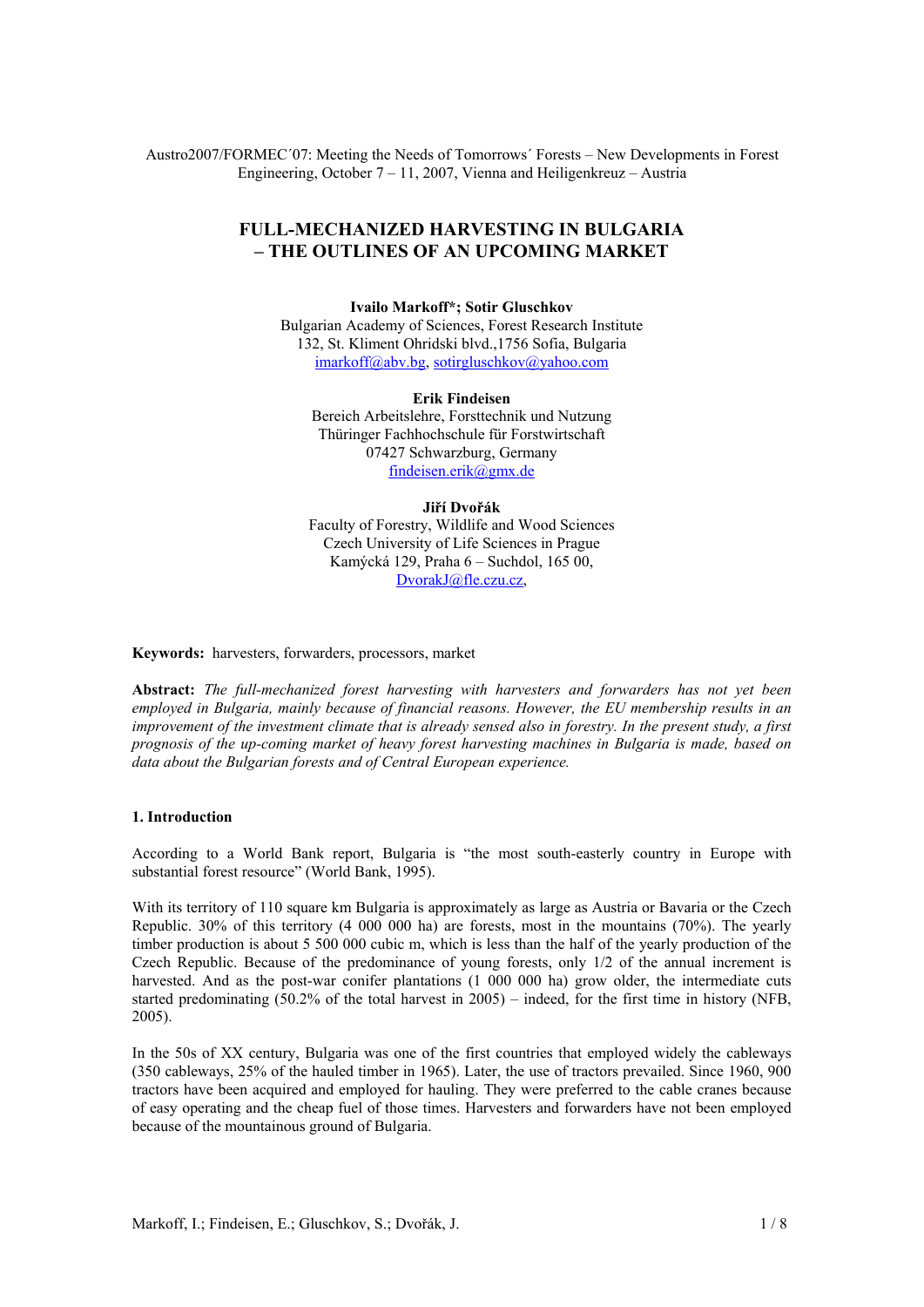Austro2007/FORMEC´07: Meeting the Needs of Tomorrows´ Forests – New Developments in Forest Engineering, October 7 – 11, 2007, Vienna and Heiligenkreuz – Austria

# FULL-MECHANIZED HARVESTING IN BULGARIA – THE OUTLINES OF AN UPCOMING MARKET

**Ivailo Markoff\*; Sotir Gluschkov**
Bulgarian Academy of Sciences, Forest Research Institute
132, St. Kliment Ohridski blvd.,1756 Sofia, Bulgaria
imarkoff@abv.bg, sotirgluschkov@yahoo.com

**Erik Findeisen**
Bereich Arbeitslehre, Forsttechnik und Nutzung
Thüringer Fachhochschule für Forstwirtschaft
07427 Schwarzburg, Germany
findeisen.erik@gmx.de

**Jiří Dvořák**
Faculty of Forestry, Wildlife and Wood Sciences
Czech University of Life Sciences in Prague
Kamýcká 129, Praha 6 – Suchdol, 165 00,
DvorakJ@fle.czu.cz,

**Keywords:** harvesters, forwarders, processors, market

**Abstract:** *The full-mechanized forest harvesting with harvesters and forwarders has not yet been employed in Bulgaria, mainly because of financial reasons. However, the EU membership results in an improvement of the investment climate that is already sensed also in forestry. In the present study, a first prognosis of the up-coming market of heavy forest harvesting machines in Bulgaria is made, based on data about the Bulgarian forests and of Central European experience.*

## 1. Introduction

According to a World Bank report, Bulgaria is "the most south-easterly country in Europe with substantial forest resource" (World Bank, 1995).

With its territory of 110 square km Bulgaria is approximately as large as Austria or Bavaria or the Czech Republic. 30% of this territory (4 000 000 ha) are forests, most in the mountains (70%). The yearly timber production is about 5 500 000 cubic m, which is less than the half of the yearly production of the Czech Republic. Because of the predominance of young forests, only 1/2 of the annual increment is harvested. And as the post-war conifer plantations (1 000 000 ha) grow older, the intermediate cuts started predominating (50.2% of the total harvest in 2005) – indeed, for the first time in history (NFB, 2005).

In the 50s of XX century, Bulgaria was one of the first countries that employed widely the cableways (350 cableways, 25% of the hauled timber in 1965). Later, the use of tractors prevailed. Since 1960, 900 tractors have been acquired and employed for hauling. They were preferred to the cable cranes because of easy operating and the cheap fuel of those times. Harvesters and forwarders have not been employed because of the mountainous ground of Bulgaria.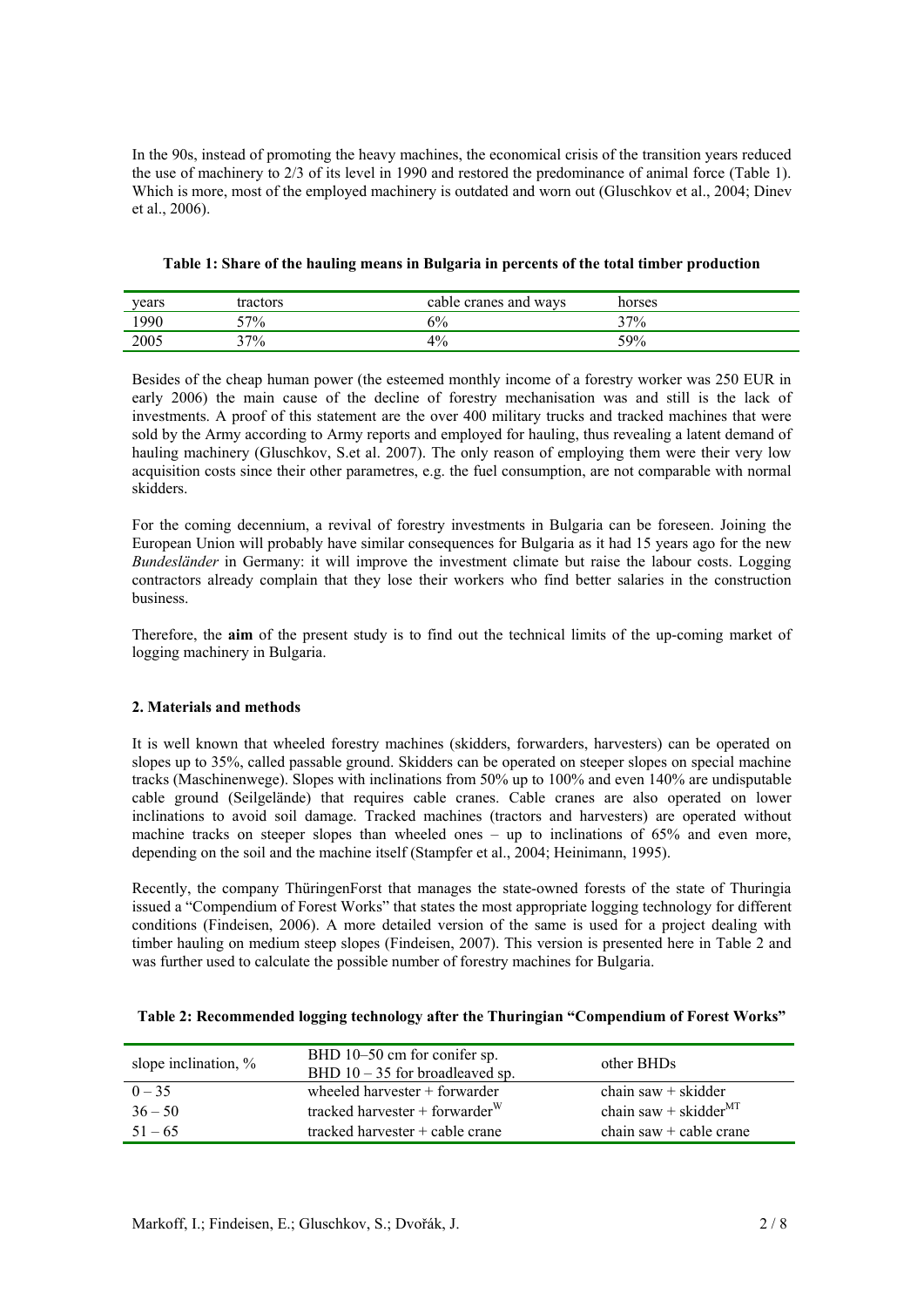In the 90s, instead of promoting the heavy machines, the economical crisis of the transition years reduced the use of machinery to 2/3 of its level in 1990 and restored the predominance of animal force (Table 1). Which is more, most of the employed machinery is outdated and worn out (Gluschkov et al., 2004; Dinev et al., 2006).

**Table 1: Share of the hauling means in Bulgaria in percents of the total timber production**

| years | tractors | cable cranes and ways | horses |
|---|---|---|---|
| 1990 | 57% | 6% | 37% |
| 2005 | 37% | 4% | 59% |

Besides of the cheap human power (the esteemed monthly income of a forestry worker was 250 EUR in early 2006) the main cause of the decline of forestry mechanisation was and still is the lack of investments. A proof of this statement are the over 400 military trucks and tracked machines that were sold by the Army according to Army reports and employed for hauling, thus revealing a latent demand of hauling machinery (Gluschkov, S.et al. 2007). The only reason of employing them were their very low acquisition costs since their other parametres, e.g. the fuel consumption, are not comparable with normal skidders.

For the coming decennium, a revival of forestry investments in Bulgaria can be foreseen. Joining the European Union will probably have similar consequences for Bulgaria as it had 15 years ago for the new *Bundesländer* in Germany: it will improve the investment climate but raise the labour costs. Logging contractors already complain that they lose their workers who find better salaries in the construction business.

Therefore, the **aim** of the present study is to find out the technical limits of the up-coming market of logging machinery in Bulgaria.

## 2. Materials and methods

It is well known that wheeled forestry machines (skidders, forwarders, harvesters) can be operated on slopes up to 35%, called passable ground. Skidders can be operated on steeper slopes on special machine tracks (Maschinenwege). Slopes with inclinations from 50% up to 100% and even 140% are undisputable cable ground (Seilgelände) that requires cable cranes. Cable cranes are also operated on lower inclinations to avoid soil damage. Tracked machines (tractors and harvesters) are operated without machine tracks on steeper slopes than wheeled ones – up to inclinations of 65% and even more, depending on the soil and the machine itself (Stampfer et al., 2004; Heinimann, 1995).

Recently, the company ThüringenForst that manages the state-owned forests of the state of Thuringia issued a "Compendium of Forest Works" that states the most appropriate logging technology for different conditions (Findeisen, 2006). A more detailed version of the same is used for a project dealing with timber hauling on medium steep slopes (Findeisen, 2007). This version is presented here in Table 2 and was further used to calculate the possible number of forestry machines for Bulgaria.

**Table 2: Recommended logging technology after the Thuringian "Compendium of Forest Works"**

| slope inclination, % | BHD 10–50 cm for conifer sp. BHD 10 – 35 for broadleaved sp. | other BHDs |
|---|---|---|
| 0 – 35 | wheeled harvester + forwarder | chain saw + skidder |
| 36 – 50 | tracked harvester + forwarder$^{W}$ | chain saw + skidder$^{MT}$ |
| 51 – 65 | tracked harvester + cable crane | chain saw + cable crane |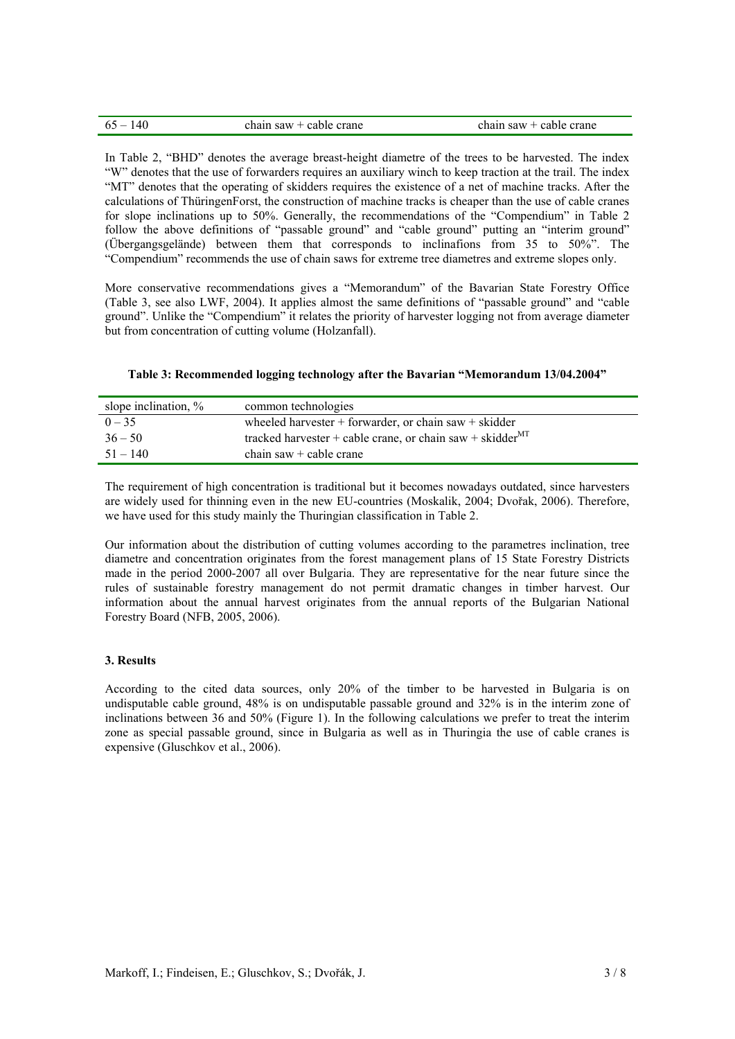| 65 – 140 | chain saw + cable crane | chain saw + cable crane |
|---|---|---|

In Table 2, "BHD" denotes the average breast-height diametre of the trees to be harvested. The index "W" denotes that the use of forwarders requires an auxiliary winch to keep traction at the trail. The index "MT" denotes that the operating of skidders requires the existence of a net of machine tracks. After the calculations of ThüringenForst, the construction of machine tracks is cheaper than the use of cable cranes for slope inclinations up to 50%. Generally, the recommendations of the "Compendium" in Table 2 follow the above definitions of "passable ground" and "cable ground" putting an "interim ground" (Übergangsgelände) between them that corresponds to inclinafions from 35 to 50%". The "Compendium" recommends the use of chain saws for extreme tree diametres and extreme slopes only.

More conservative recommendations gives a "Memorandum" of the Bavarian State Forestry Office (Table 3, see also LWF, 2004). It applies almost the same definitions of "passable ground" and "cable ground". Unlike the "Compendium" it relates the priority of harvester logging not from average diameter but from concentration of cutting volume (Holzanfall).

**Table 3: Recommended logging technology after the Bavarian "Memorandum 13/04.2004"**

| slope inclination, % | common technologies |
|---|---|
| 0 – 35 | wheeled harvester + forwarder, or chain saw + skidder |
| 36 – 50 | tracked harvester + cable crane, or chain saw + skidder$^{MT}$ |
| 51 – 140 | chain saw + cable crane |

The requirement of high concentration is traditional but it becomes nowadays outdated, since harvesters are widely used for thinning even in the new EU-countries (Moskalik, 2004; Dvořak, 2006). Therefore, we have used for this study mainly the Thuringian classification in Table 2.

Our information about the distribution of cutting volumes according to the parametres inclination, tree diametre and concentration originates from the forest management plans of 15 State Forestry Districts made in the period 2000-2007 all over Bulgaria. They are representative for the near future since the rules of sustainable forestry management do not permit dramatic changes in timber harvest. Our information about the annual harvest originates from the annual reports of the Bulgarian National Forestry Board (NFB, 2005, 2006).

### 3. Results

According to the cited data sources, only 20% of the timber to be harvested in Bulgaria is on undisputable cable ground, 48% is on undisputable passable ground and 32% is in the interim zone of inclinations between 36 and 50% (Figure 1). In the following calculations we prefer to treat the interim zone as special passable ground, since in Bulgaria as well as in Thuringia the use of cable cranes is expensive (Gluschkov et al., 2006).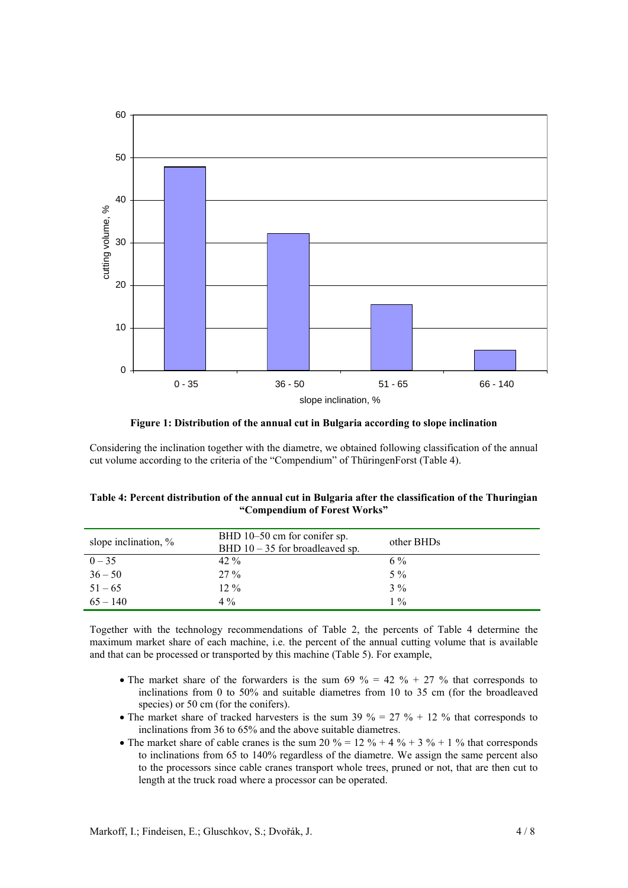**Figure 1: Distribution of the annual cut in Bulgaria according to slope inclination**

Considering the inclination together with the diametre, we obtained following classification of the annual cut volume according to the criteria of the "Compendium" of ThüringenForst (Table 4).

**Table 4: Percent distribution of the annual cut in Bulgaria after the classification of the Thuringian "Compendium of Forest Works"**

| slope inclination, % | BHD 10–50 cm for conifer sp. BHD 10 – 35 for broadleaved sp. | other BHDs |
|---|---|---|
| 0 – 35 | 42 % | 6 % |
| 36 – 50 | 27 % | 5 % |
| 51 – 65 | 12 % | 3 % |
| 65 – 140 | 4 % | 1 % |

Together with the technology recommendations of Table 2, the percents of Table 4 determine the maximum market share of each machine, i.e. the percent of the annual cutting volume that is available and that can be processed or transported by this machine (Table 5). For example,

- The market share of the forwarders is the sum 69 % = 42 % + 27 % that corresponds to inclinations from 0 to 50% and suitable diametres from 10 to 35 cm (for the broadleaved species) or 50 cm (for the conifers).
- The market share of tracked harvesters is the sum 39 % = 27 % + 12 % that corresponds to inclinations from 36 to 65% and the above suitable diametres.
- The market share of cable cranes is the sum 20 % = 12 % + 4 % + 3 % + 1 % that corresponds to inclinations from 65 to 140% regardless of the diametre. We assign the same percent also to the processors since cable cranes transport whole trees, pruned or not, that are then cut to length at the truck road where a processor can be operated.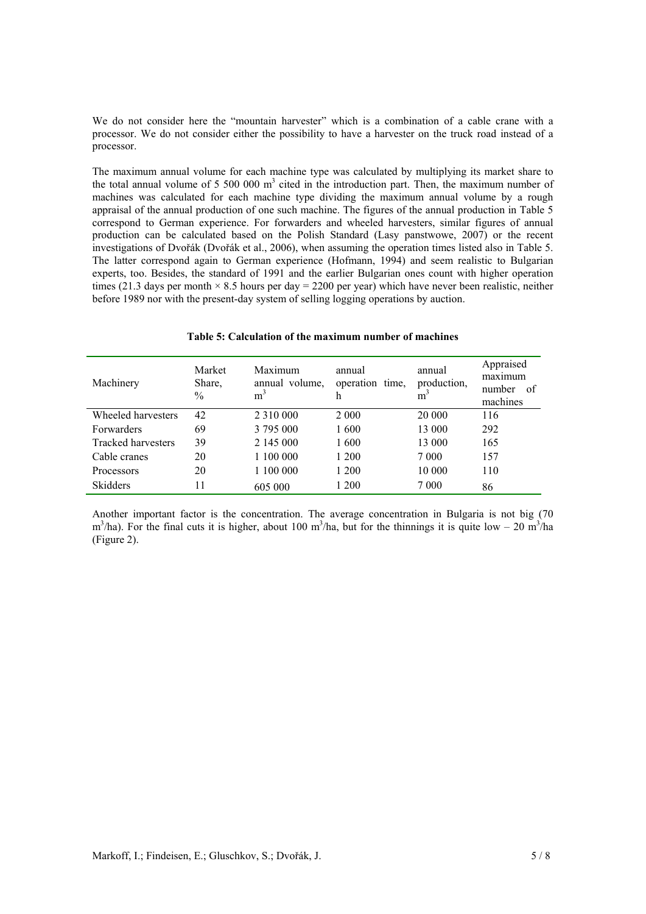We do not consider here the "mountain harvester" which is a combination of a cable crane with a processor. We do not consider either the possibility to have a harvester on the truck road instead of a processor.

The maximum annual volume for each machine type was calculated by multiplying its market share to the total annual volume of 5 500 000 $m^3$ cited in the introduction part. Then, the maximum number of machines was calculated for each machine type dividing the maximum annual volume by a rough appraisal of the annual production of one such machine. The figures of the annual production in Table 5 correspond to German experience. For forwarders and wheeled harvesters, similar figures of annual production can be calculated based on the Polish Standard (Lasy panstwowe, 2007) or the recent investigations of Dvořák (Dvořák et al., 2006), when assuming the operation times listed also in Table 5. The latter correspond again to German experience (Hofmann, 1994) and seem realistic to Bulgarian experts, too. Besides, the standard of 1991 and the earlier Bulgarian ones count with higher operation times (21.3 days per month × 8.5 hours per day = 2200 per year) which have never been realistic, neither before 1989 nor with the present-day system of selling logging operations by auction.

**Table 5: Calculation of the maximum number of machines**

| Machinery | Market Share, % | Maximum annual volume, $m^3$ | annual operation time, h | annual production, $m^3$ | Appraised maximum number of machines |
|---|---|---|---|---|---|
| Wheeled harvesters | 42 | 2 310 000 | 2 000 | 20 000 | 116 |
| Forwarders | 69 | 3 795 000 | 1 600 | 13 000 | 292 |
| Tracked harvesters | 39 | 2 145 000 | 1 600 | 13 000 | 165 |
| Cable cranes | 20 | 1 100 000 | 1 200 | 7 000 | 157 |
| Processors | 20 | 1 100 000 | 1 200 | 10 000 | 110 |
| Skidders | 11 | 605 000 | 1 200 | 7 000 | 86 |

Another important factor is the concentration. The average concentration in Bulgaria is not big (70 $m^3$/ha). For the final cuts it is higher, about 100 $m^3$/ha, but for the thinnings it is quite low – 20 $m^3$/ha (Figure 2).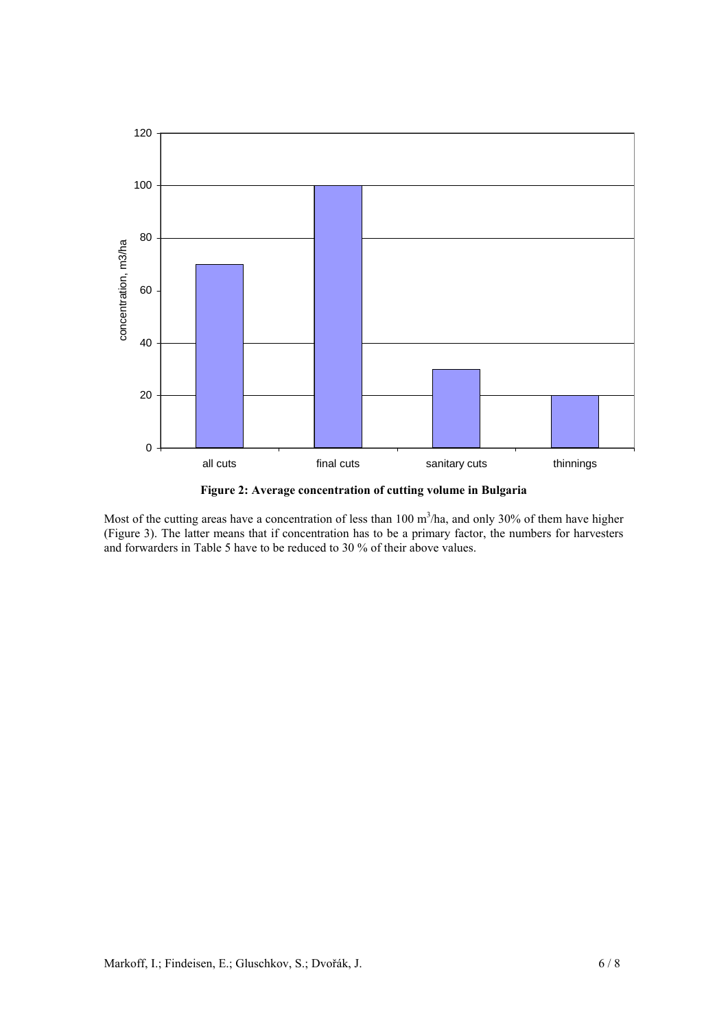**Figure 2: Average concentration of cutting volume in Bulgaria**

Most of the cutting areas have a concentration of less than 100 $m^3$/ha, and only 30% of them have higher (Figure 3). The latter means that if concentration has to be a primary factor, the numbers for harvesters and forwarders in Table 5 have to be reduced to 30 % of their above values.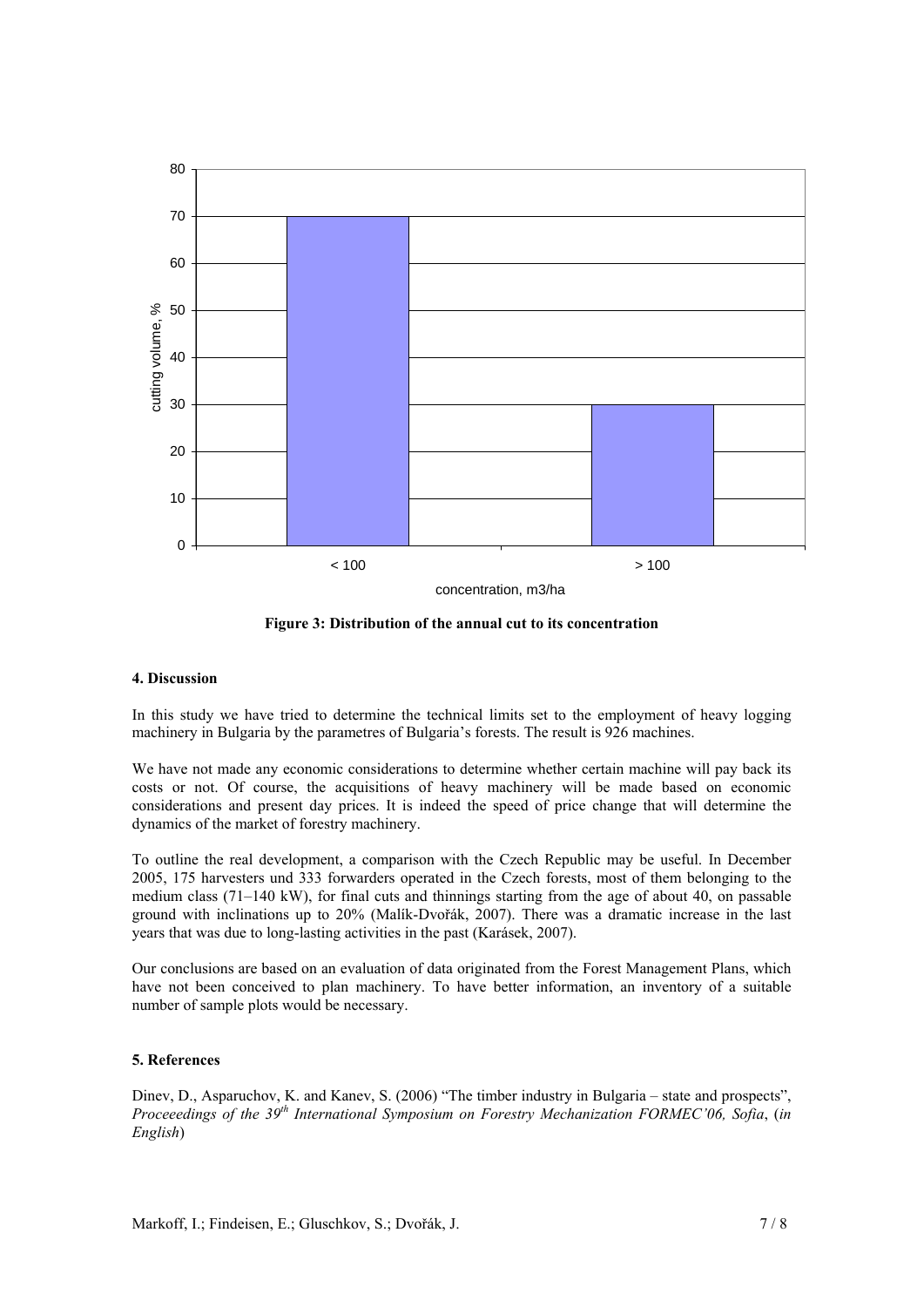Figure 3: Distribution of the annual cut to its concentration

## 4. Discussion

In this study we have tried to determine the technical limits set to the employment of heavy logging machinery in Bulgaria by the parametres of Bulgaria's forests. The result is 926 machines.

We have not made any economic considerations to determine whether certain machine will pay back its costs or not. Of course, the acquisitions of heavy machinery will be made based on economic considerations and present day prices. It is indeed the speed of price change that will determine the dynamics of the market of forestry machinery.

To outline the real development, a comparison with the Czech Republic may be useful. In December 2005, 175 harvesters und 333 forwarders operated in the Czech forests, most of them belonging to the medium class (71–140 kW), for final cuts and thinnings starting from the age of about 40, on passable ground with inclinations up to 20% (Malík-Dvořák, 2007). There was a dramatic increase in the last years that was due to long-lasting activities in the past (Karásek, 2007).

Our conclusions are based on an evaluation of data originated from the Forest Management Plans, which have not been conceived to plan machinery. To have better information, an inventory of a suitable number of sample plots would be necessary.

## 5. References

Dinev, D., Asparuchov, K. and Kanev, S. (2006) "The timber industry in Bulgaria – state and prospects", *Proceeedings of the 39th International Symposium on Forestry Mechanization FORMEC'06, Sofia*, (*in English*)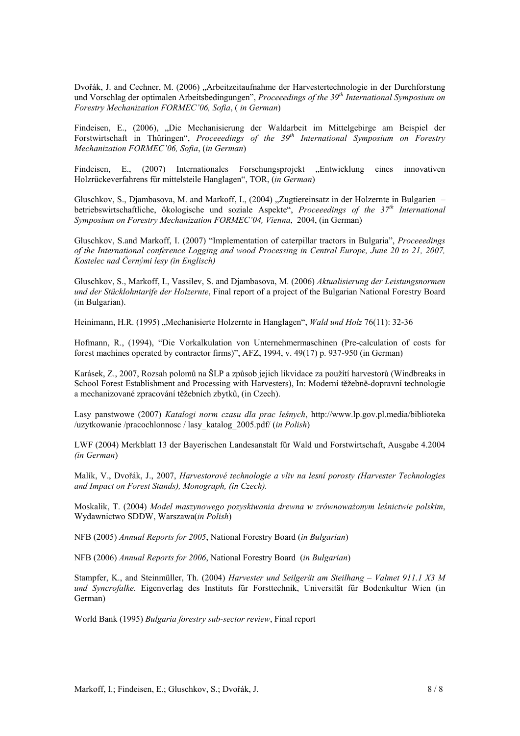Dvořák, J. and Cechner, M. (2006) „Arbeitzeitaufnahme der Harvestertechnologie in der Durchforstung und Vorschlag der optimalen Arbeitsbedingungen", *Proceeedings of the 39th International Symposium on Forestry Mechanization FORMEC'06, Sofia*, ( *in German*)

Findeisen, E., (2006), „Die Mechanisierung der Waldarbeit im Mittelgebirge am Beispiel der Forstwirtschaft in Thüringen", *Proceeedings of the 39th International Symposium on Forestry Mechanization FORMEC'06, Sofia*, (*in German*)

Findeisen, E., (2007) Internationales Forschungsprojekt „Entwicklung eines innovativen Holzrückeverfahrens für mittelsteile Hanglagen", TOR, (*in German*)

Gluschkov, S., Djambasova, M. and Markoff, I., (2004) „Zugtiereinsatz in der Holzernte in Bulgarien – betriebswirtschaftliche, ökologische und soziale Aspekte", *Proceeedings of the 37th International Symposium on Forestry Mechanization FORMEC'04, Vienna*, 2004, (in German)

Gluschkov, S.and Markoff, I. (2007) "Implementation of caterpillar tractors in Bulgaria", *Proceeedings of the International conference Logging and wood Processing in Central Europe, June 20 to 21, 2007, Kostelec nad Černými lesy (in Englisch)*

Gluschkov, S., Markoff, I., Vassilev, S. and Djambasova, M. (2006) *Aktualisierung der Leistungsnormen und der Stücklohntarife der Holzernte*, Final report of a project of the Bulgarian National Forestry Board (in Bulgarian).

Heinimann, H.R. (1995) „Mechanisierte Holzernte in Hanglagen", *Wald und Holz* 76(11): 32-36

Hofmann, R., (1994), "Die Vorkalkulation von Unternehmermaschinen (Pre-calculation of costs for forest machines operated by contractor firms)", AFZ, 1994, v. 49(17) p. 937-950 (in German)

Karásek, Z., 2007, Rozsah polomů na ŠLP a způsob jejich likvidace za použití harvestorů (Windbreaks in School Forest Establishment and Processing with Harvesters), In: Moderní těžebně-dopravní technologie a mechanizované zpracování těžebních zbytků, (in Czech).

Lasy panstwowe (2007) *Katalogi norm czasu dla prac leśnych*, http://www.lp.gov.pl.media/biblioteka /uzytkowanie /pracochlonnosc / lasy_katalog_2005.pdf/ (*in Polish*)

LWF (2004) Merkblatt 13 der Bayerischen Landesanstalt für Wald und Forstwirtschaft, Ausgabe 4.2004 *(in German*)

Malík, V., Dvořák, J., 2007, *Harvestorové technologie a vliv na lesní porosty (Harvester Technologies and Impact on Forest Stands), Monograph, (in Czech).*

Moskalik, T. (2004) *Model maszynowego pozyskiwania drewna w zrównoważonym leśnictwie polskim*, Wydawnictwo SDDW, Warszawa(*in Polish*)

NFB (2005) *Annual Reports for 2005*, National Forestry Board (*in Bulgarian*)

NFB (2006) *Annual Reports for 2006*, National Forestry Board (*in Bulgarian*)

Stampfer, K., and Steinmüller, Th. (2004) *Harvester und Seilgerät am Steilhang – Valmet 911.1 X3 M und Syncrofalke*. Eigenverlag des Instituts für Forsttechnik, Universität für Bodenkultur Wien (in German)

World Bank (1995) *Bulgaria forestry sub-sector review*, Final report